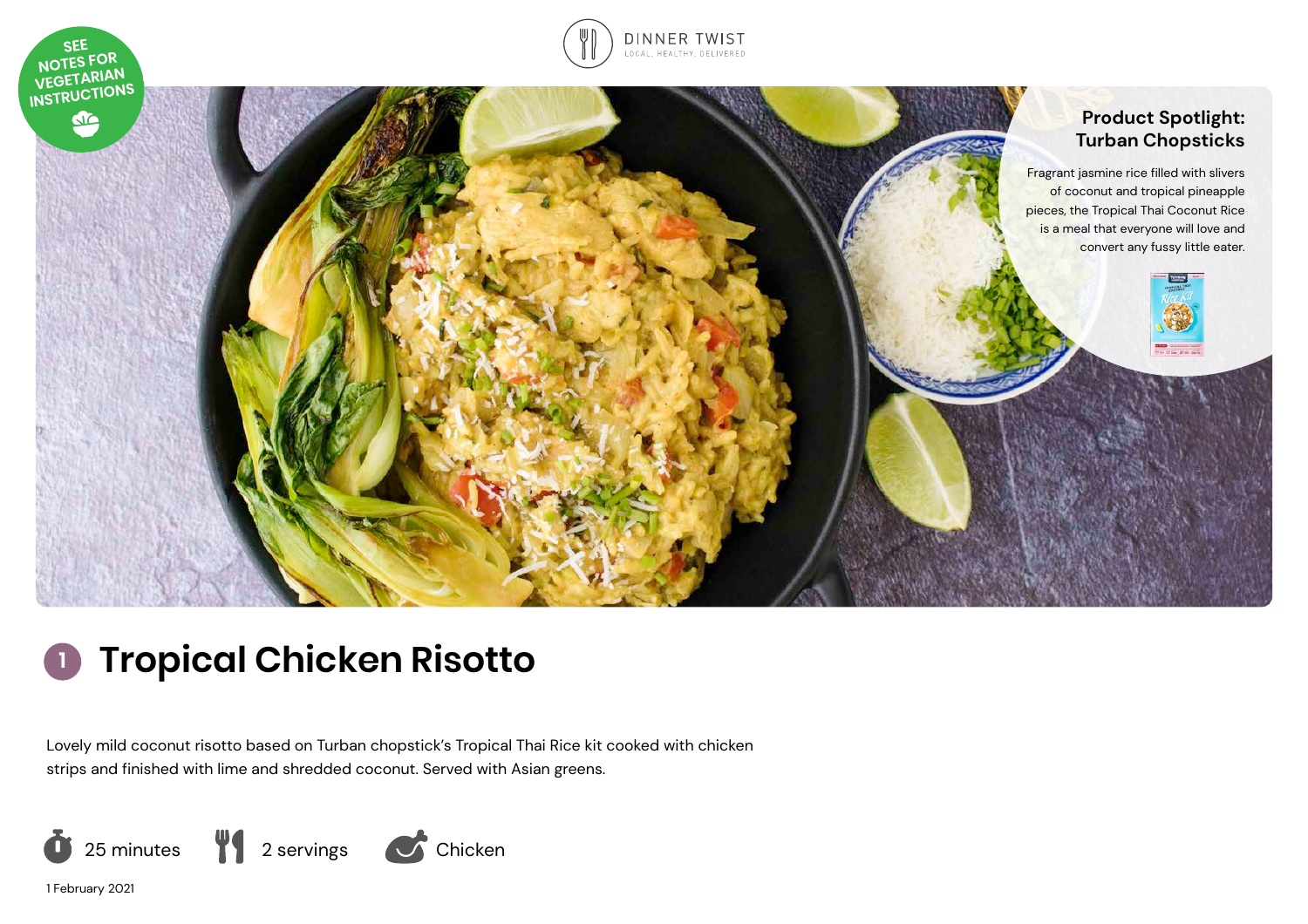SEE NOTES FOR VEGETARIAN INSTRUCTIONS

DINNER TWIST
LOCAL, HEALTHY, DELIVERED

**Product Spotlight: Turban Chopsticks**

Fragrant jasmine rice filled with slivers of coconut and tropical pineapple pieces, the Tropical Thai Coconut Rice is a meal that everyone will love and convert any fussy little eater.

# 1 Tropical Chicken Risotto

Lovely mild coconut risotto based on Turban chopstick's Tropical Thai Rice kit cooked with chicken strips and finished with lime and shredded coconut. Served with Asian greens.

25 minutes | 2 servings | Chicken

1 February 2021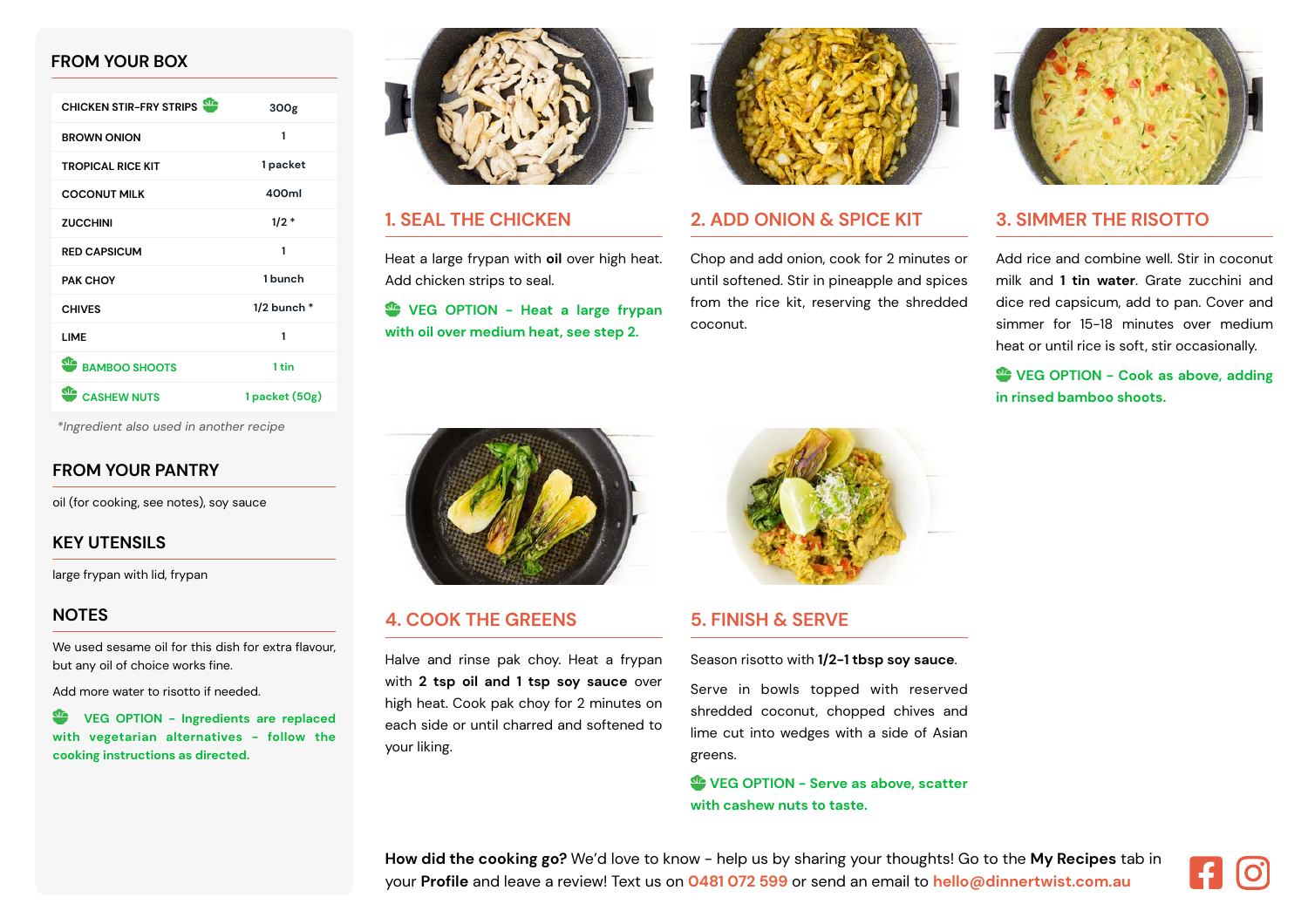## FROM YOUR BOX

| | |
|---|---|
| CHICKEN STIR-FRY STRIPS | 300g |
| BROWN ONION | 1 |
| TROPICAL RICE KIT | 1 packet |
| COCONUT MILK | 400ml |
| ZUCCHINI | 1/2 * |
| RED CAPSICUM | 1 |
| PAK CHOY | 1 bunch |
| CHIVES | 1/2 bunch * |
| LIME | 1 |
| BAMBOO SHOOTS | 1 tin |
| CASHEW NUTS | 1 packet (50g) |

*Ingredient also used in another recipe*

## FROM YOUR PANTRY

oil (for cooking, see notes), soy sauce

## KEY UTENSILS

large frypan with lid, frypan

## NOTES

We used sesame oil for this dish for extra flavour, but any oil of choice works fine.

Add more water to risotto if needed.

**VEG OPTION - Ingredients are replaced with vegetarian alternatives - follow the cooking instructions as directed.**

## 1. SEAL THE CHICKEN

Heat a large frypan with **oil** over high heat. Add chicken strips to seal.

**VEG OPTION - Heat a large frypan with oil over medium heat, see step 2.**

## 2. ADD ONION & SPICE KIT

Chop and add onion, cook for 2 minutes or until softened. Stir in pineapple and spices from the rice kit, reserving the shredded coconut.

## 3. SIMMER THE RISOTTO

Add rice and combine well. Stir in coconut milk and **1 tin water**. Grate zucchini and dice red capsicum, add to pan. Cover and simmer for 15-18 minutes over medium heat or until rice is soft, stir occasionally.

**VEG OPTION - Cook as above, adding in rinsed bamboo shoots.**

## 4. COOK THE GREENS

Halve and rinse pak choy. Heat a frypan with **2 tsp oil and 1 tsp soy sauce** over high heat. Cook pak choy for 2 minutes on each side or until charred and softened to your liking.

## 5. FINISH & SERVE

Season risotto with **1/2-1 tbsp soy sauce**.

Serve in bowls topped with reserved shredded coconut, chopped chives and lime cut into wedges with a side of Asian greens.

**VEG OPTION - Serve as above, scatter with cashew nuts to taste.**

**How did the cooking go?** We'd love to know - help us by sharing your thoughts! Go to the **My Recipes** tab in your **Profile** and leave a review! Text us on 0481 072 599 or send an email to hello@dinnertwist.com.au